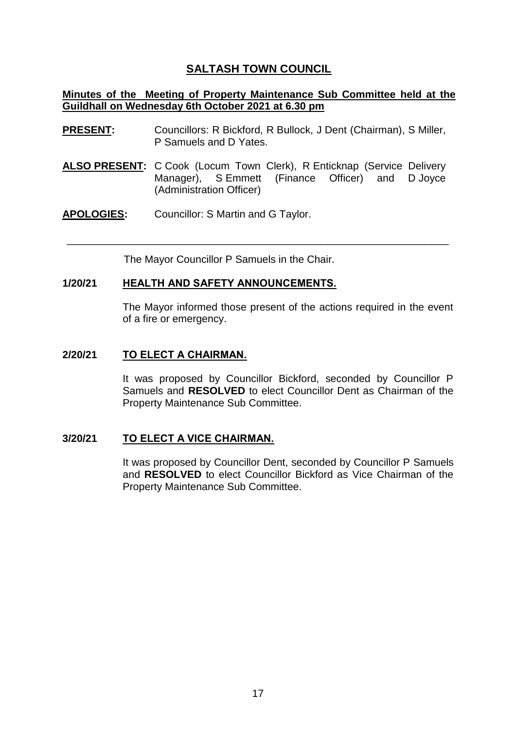# SALTASH TOWN COUNCIL

**Minutes of the Meeting of Property Maintenance Sub Committee held at the Guildhall on Wednesday 6th October 2021 at 6.30 pm**

**PRESENT:** Councillors: R Bickford, R Bullock, J Dent (Chairman), S Miller, P Samuels and D Yates.

**ALSO PRESENT:** C Cook (Locum Town Clerk), R Enticknap (Service Delivery Manager), S Emmett (Finance Officer) and D Joyce (Administration Officer)

**APOLOGIES:** Councillor: S Martin and G Taylor.

---

The Mayor Councillor P Samuels in the Chair.

## 1/20/21 HEALTH AND SAFETY ANNOUNCEMENTS.

The Mayor informed those present of the actions required in the event of a fire or emergency.

## 2/20/21 TO ELECT A CHAIRMAN.

It was proposed by Councillor Bickford, seconded by Councillor P Samuels and **RESOLVED** to elect Councillor Dent as Chairman of the Property Maintenance Sub Committee.

## 3/20/21 TO ELECT A VICE CHAIRMAN.

It was proposed by Councillor Dent, seconded by Councillor P Samuels and **RESOLVED** to elect Councillor Bickford as Vice Chairman of the Property Maintenance Sub Committee.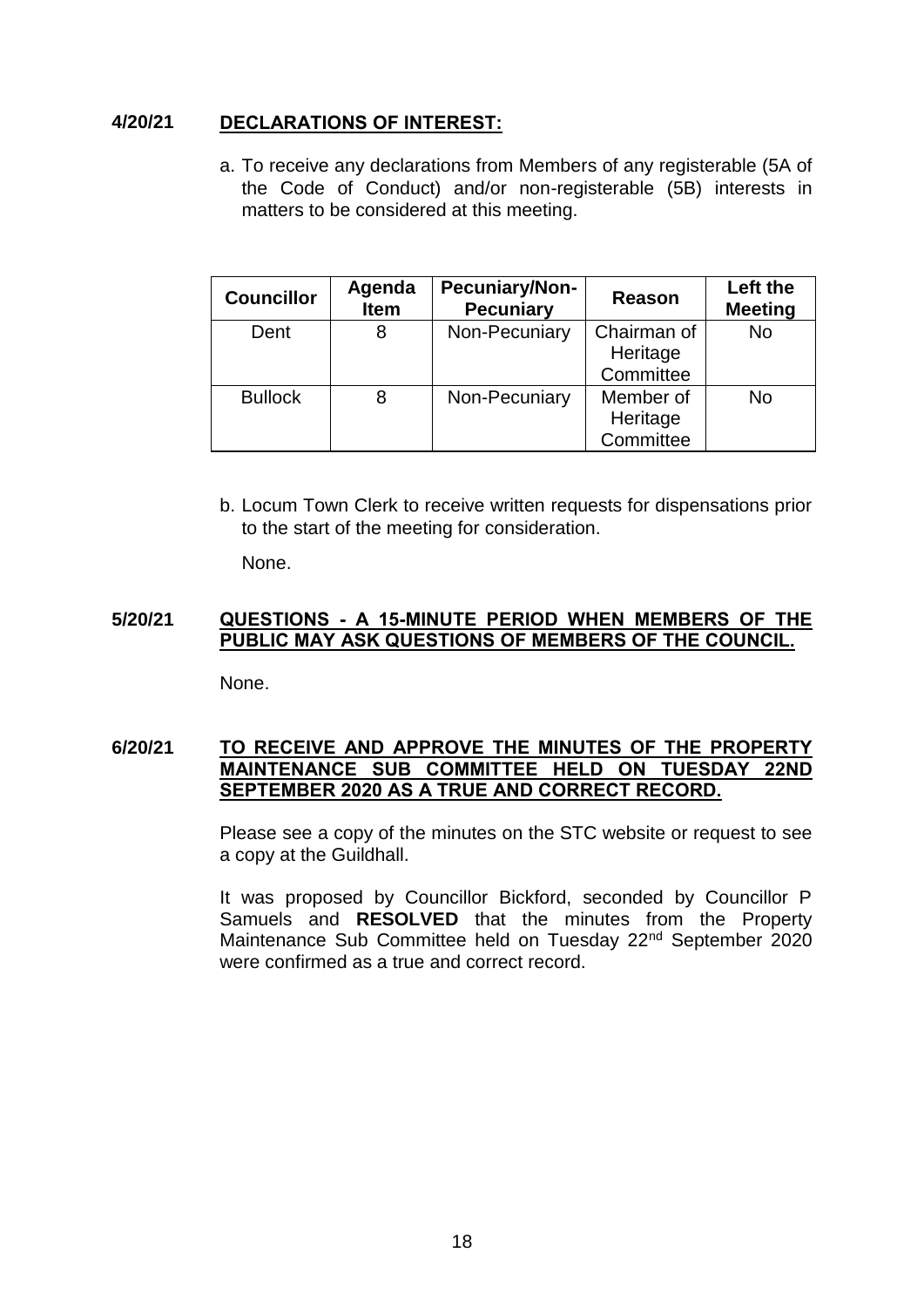**4/20/21** **DECLARATIONS OF INTEREST:**

a. To receive any declarations from Members of any registerable (5A of the Code of Conduct) and/or non-registerable (5B) interests in matters to be considered at this meeting.

| Councillor | Agenda Item | Pecuniary/Non-Pecuniary | Reason | Left the Meeting |
|---|---|---|---|---|
| Dent | 8 | Non-Pecuniary | Chairman of Heritage Committee | No |
| Bullock | 8 | Non-Pecuniary | Member of Heritage Committee | No |

b. Locum Town Clerk to receive written requests for dispensations prior to the start of the meeting for consideration.

None.

**5/20/21** **QUESTIONS - A 15-MINUTE PERIOD WHEN MEMBERS OF THE PUBLIC MAY ASK QUESTIONS OF MEMBERS OF THE COUNCIL.**

None.

**6/20/21** **TO RECEIVE AND APPROVE THE MINUTES OF THE PROPERTY MAINTENANCE SUB COMMITTEE HELD ON TUESDAY 22ND SEPTEMBER 2020 AS A TRUE AND CORRECT RECORD.**

Please see a copy of the minutes on the STC website or request to see a copy at the Guildhall.

It was proposed by Councillor Bickford, seconded by Councillor P Samuels and **RESOLVED** that the minutes from the Property Maintenance Sub Committee held on Tuesday 22nd September 2020 were confirmed as a true and correct record.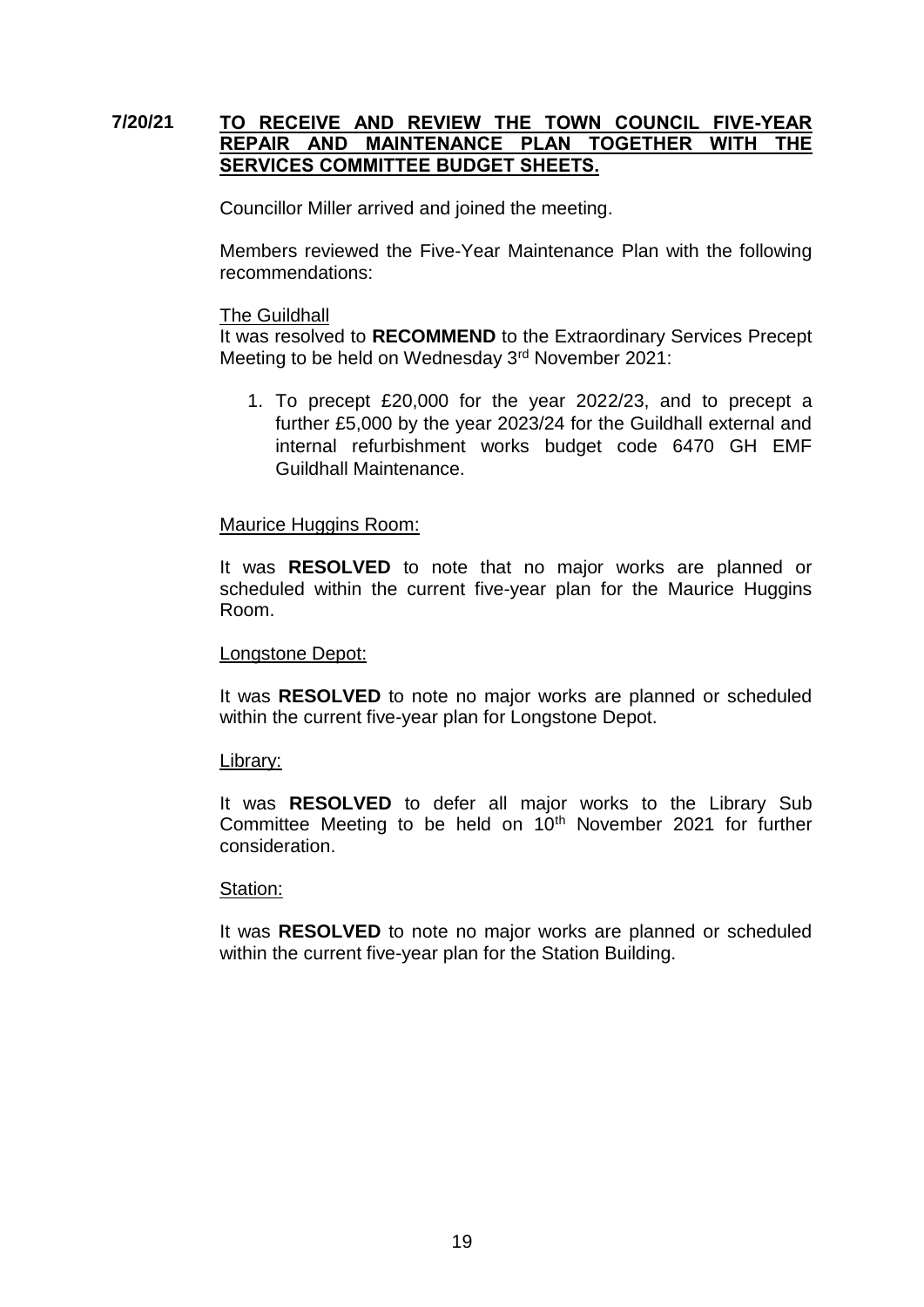**7/20/21** **<u>TO RECEIVE AND REVIEW THE TOWN COUNCIL FIVE-YEAR REPAIR AND MAINTENANCE PLAN TOGETHER WITH THE SERVICES COMMITTEE BUDGET SHEETS.</u>**

Councillor Miller arrived and joined the meeting.

Members reviewed the Five-Year Maintenance Plan with the following recommendations:

<u>The Guildhall</u>

It was resolved to **RECOMMEND** to the Extraordinary Services Precept Meeting to be held on Wednesday 3rd November 2021:

1. To precept £20,000 for the year 2022/23, and to precept a further £5,000 by the year 2023/24 for the Guildhall external and internal refurbishment works budget code 6470 GH EMF Guildhall Maintenance.

<u>Maurice Huggins Room:</u>

It was **RESOLVED** to note that no major works are planned or scheduled within the current five-year plan for the Maurice Huggins Room.

<u>Longstone Depot:</u>

It was **RESOLVED** to note no major works are planned or scheduled within the current five-year plan for Longstone Depot.

<u>Library:</u>

It was **RESOLVED** to defer all major works to the Library Sub Committee Meeting to be held on 10th November 2021 for further consideration.

<u>Station:</u>

It was **RESOLVED** to note no major works are planned or scheduled within the current five-year plan for the Station Building.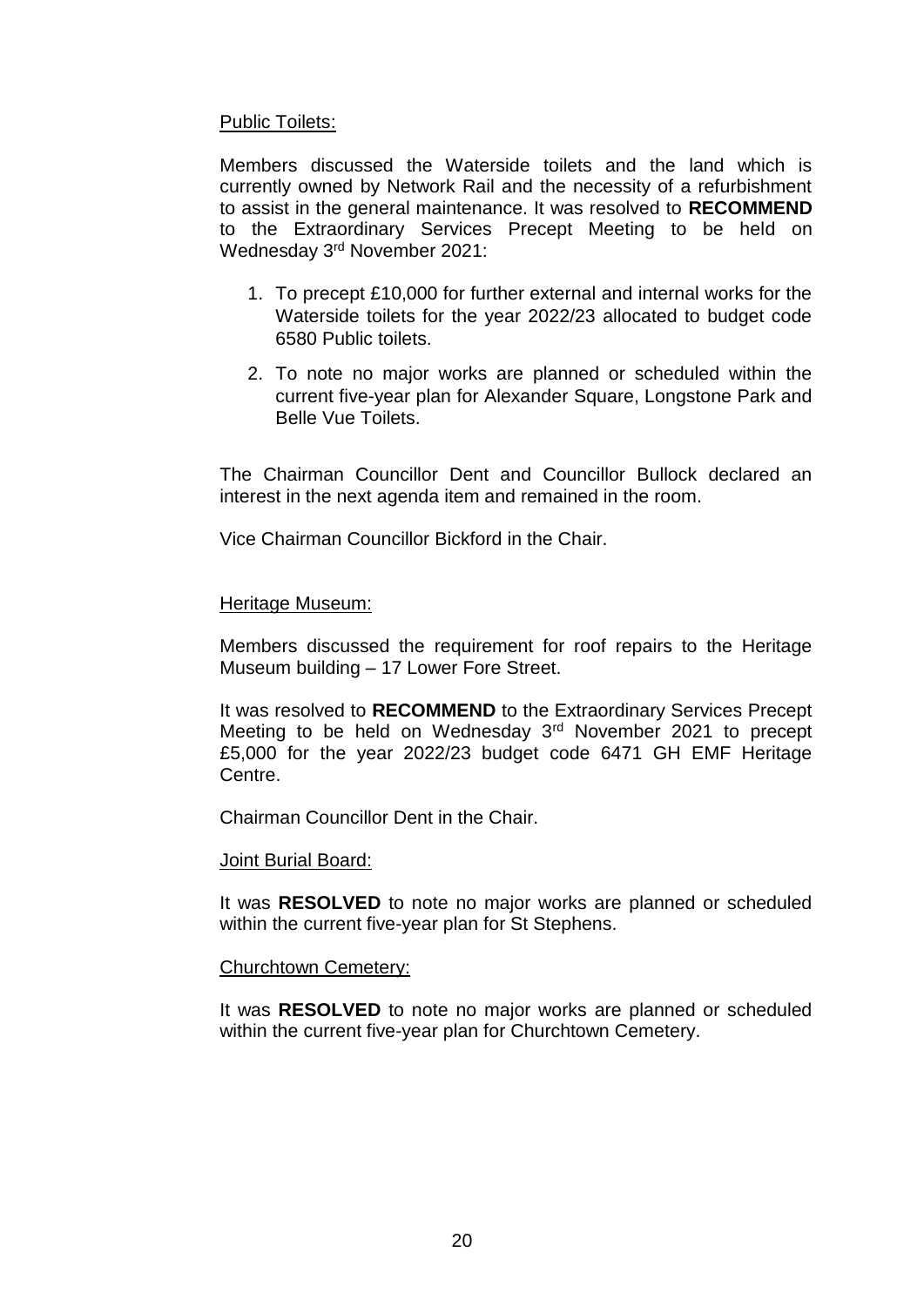Public Toilets:

Members discussed the Waterside toilets and the land which is currently owned by Network Rail and the necessity of a refurbishment to assist in the general maintenance. It was resolved to **RECOMMEND** to the Extraordinary Services Precept Meeting to be held on Wednesday 3rd November 2021:

1. To precept £10,000 for further external and internal works for the Waterside toilets for the year 2022/23 allocated to budget code 6580 Public toilets.
2. To note no major works are planned or scheduled within the current five-year plan for Alexander Square, Longstone Park and Belle Vue Toilets.

The Chairman Councillor Dent and Councillor Bullock declared an interest in the next agenda item and remained in the room.

Vice Chairman Councillor Bickford in the Chair.

Heritage Museum:

Members discussed the requirement for roof repairs to the Heritage Museum building – 17 Lower Fore Street.

It was resolved to **RECOMMEND** to the Extraordinary Services Precept Meeting to be held on Wednesday 3rd November 2021 to precept £5,000 for the year 2022/23 budget code 6471 GH EMF Heritage Centre.

Chairman Councillor Dent in the Chair.

Joint Burial Board:

It was **RESOLVED** to note no major works are planned or scheduled within the current five-year plan for St Stephens.

Churchtown Cemetery:

It was **RESOLVED** to note no major works are planned or scheduled within the current five-year plan for Churchtown Cemetery.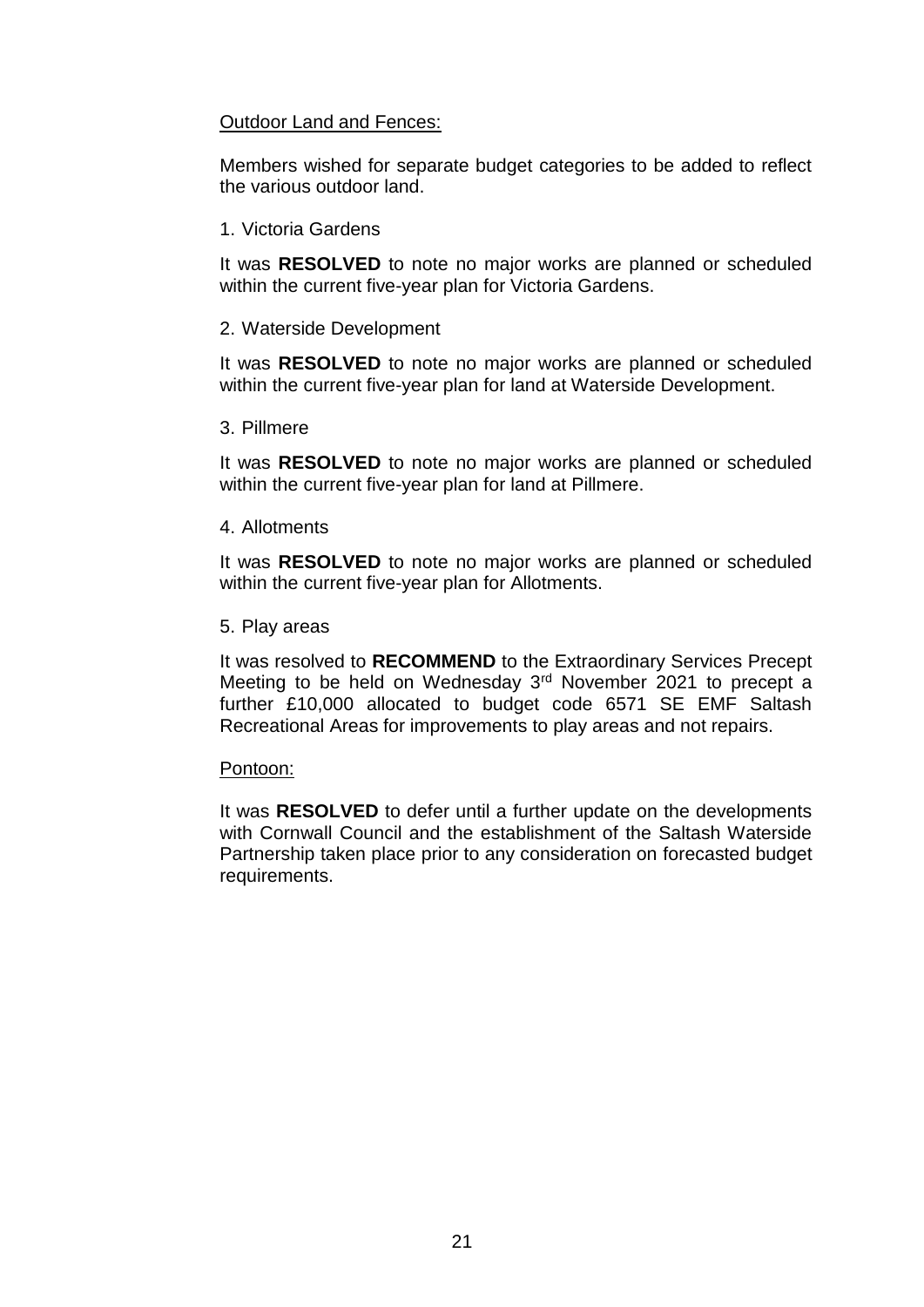Outdoor Land and Fences:

Members wished for separate budget categories to be added to reflect the various outdoor land.

1. Victoria Gardens

It was **RESOLVED** to note no major works are planned or scheduled within the current five-year plan for Victoria Gardens.

2. Waterside Development

It was **RESOLVED** to note no major works are planned or scheduled within the current five-year plan for land at Waterside Development.

3. Pillmere

It was **RESOLVED** to note no major works are planned or scheduled within the current five-year plan for land at Pillmere.

4. Allotments

It was **RESOLVED** to note no major works are planned or scheduled within the current five-year plan for Allotments.

5. Play areas

It was resolved to **RECOMMEND** to the Extraordinary Services Precept Meeting to be held on Wednesday 3rd November 2021 to precept a further £10,000 allocated to budget code 6571 SE EMF Saltash Recreational Areas for improvements to play areas and not repairs.

Pontoon:

It was **RESOLVED** to defer until a further update on the developments with Cornwall Council and the establishment of the Saltash Waterside Partnership taken place prior to any consideration on forecasted budget requirements.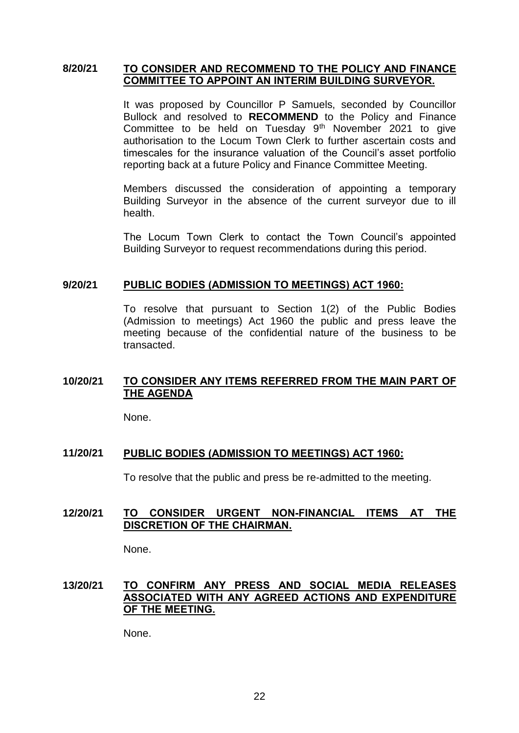**8/20/21** **TO CONSIDER AND RECOMMEND TO THE POLICY AND FINANCE COMMITTEE TO APPOINT AN INTERIM BUILDING SURVEYOR.**

It was proposed by Councillor P Samuels, seconded by Councillor Bullock and resolved to **RECOMMEND** to the Policy and Finance Committee to be held on Tuesday 9th November 2021 to give authorisation to the Locum Town Clerk to further ascertain costs and timescales for the insurance valuation of the Council's asset portfolio reporting back at a future Policy and Finance Committee Meeting.

Members discussed the consideration of appointing a temporary Building Surveyor in the absence of the current surveyor due to ill health.

The Locum Town Clerk to contact the Town Council's appointed Building Surveyor to request recommendations during this period.

**9/20/21** **PUBLIC BODIES (ADMISSION TO MEETINGS) ACT 1960:**

To resolve that pursuant to Section 1(2) of the Public Bodies (Admission to meetings) Act 1960 the public and press leave the meeting because of the confidential nature of the business to be transacted.

**10/20/21** **TO CONSIDER ANY ITEMS REFERRED FROM THE MAIN PART OF THE AGENDA**

None.

**11/20/21** **PUBLIC BODIES (ADMISSION TO MEETINGS) ACT 1960:**

To resolve that the public and press be re-admitted to the meeting.

**12/20/21** **TO CONSIDER URGENT NON-FINANCIAL ITEMS AT THE DISCRETION OF THE CHAIRMAN.**

None.

**13/20/21** **TO CONFIRM ANY PRESS AND SOCIAL MEDIA RELEASES ASSOCIATED WITH ANY AGREED ACTIONS AND EXPENDITURE OF THE MEETING.**

None.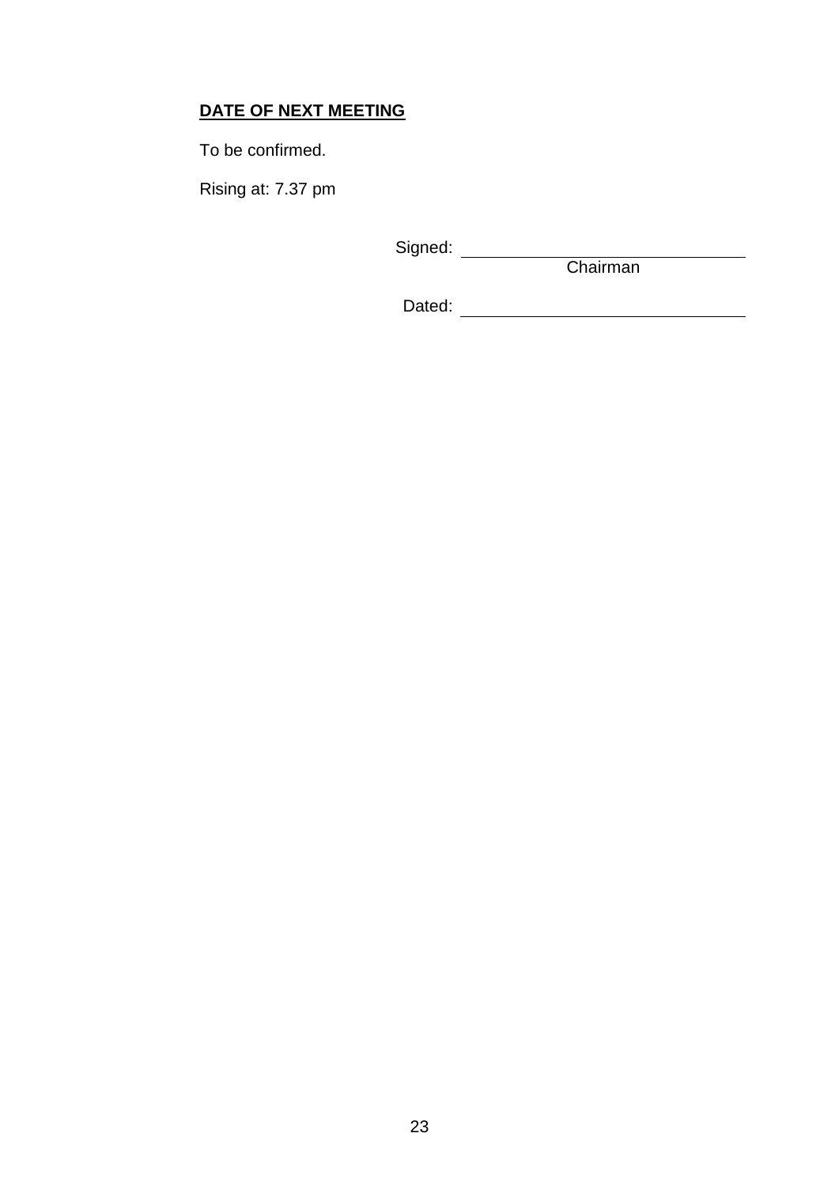**DATE OF NEXT MEETING**

To be confirmed.

Rising at: 7.37 pm

Signed: \_\_\_\_\_\_\_\_\_\_\_\_\_\_\_\_\_\_\_\_\_\_\_\_\_\_\_\_\_\_
Chairman

Dated: \_\_\_\_\_\_\_\_\_\_\_\_\_\_\_\_\_\_\_\_\_\_\_\_\_\_\_\_\_\_